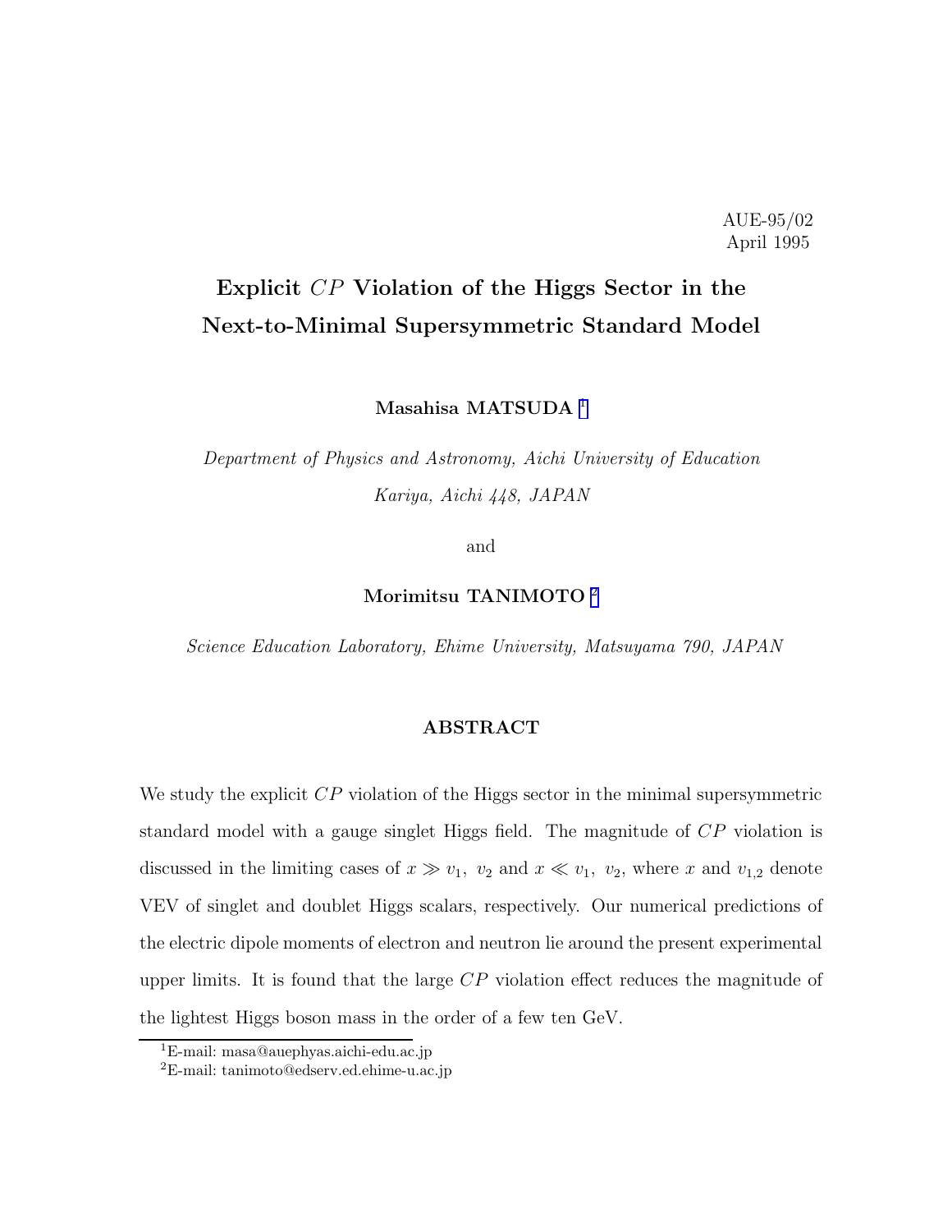AUE-95/02
April 1995

# Explicit $CP$ Violation of the Higgs Sector in the Next-to-Minimal Supersymmetric Standard Model

**Masahisa MATSUDA** [1]

*Department of Physics and Astronomy, Aichi University of Education*
*Kariya, Aichi 448, JAPAN*

and

**Morimitsu TANIMOTO** [2]

*Science Education Laboratory, Ehime University, Matsuyama 790, JAPAN*

## ABSTRACT

We study the explicit $CP$ violation of the Higgs sector in the minimal supersymmetric standard model with a gauge singlet Higgs field. The magnitude of $CP$ violation is discussed in the limiting cases of $x \gg v_1,\ v_2$ and $x \ll v_1,\ v_2$, where $x$ and $v_{1,2}$ denote VEV of singlet and doublet Higgs scalars, respectively. Our numerical predictions of the electric dipole moments of electron and neutron lie around the present experimental upper limits. It is found that the large $CP$ violation effect reduces the magnitude of the lightest Higgs boson mass in the order of a few ten GeV.

[1] E-mail: masa@auephyas.aichi-edu.ac.jp
[2] E-mail: tanimoto@edserv.ed.ehime-u.ac.jp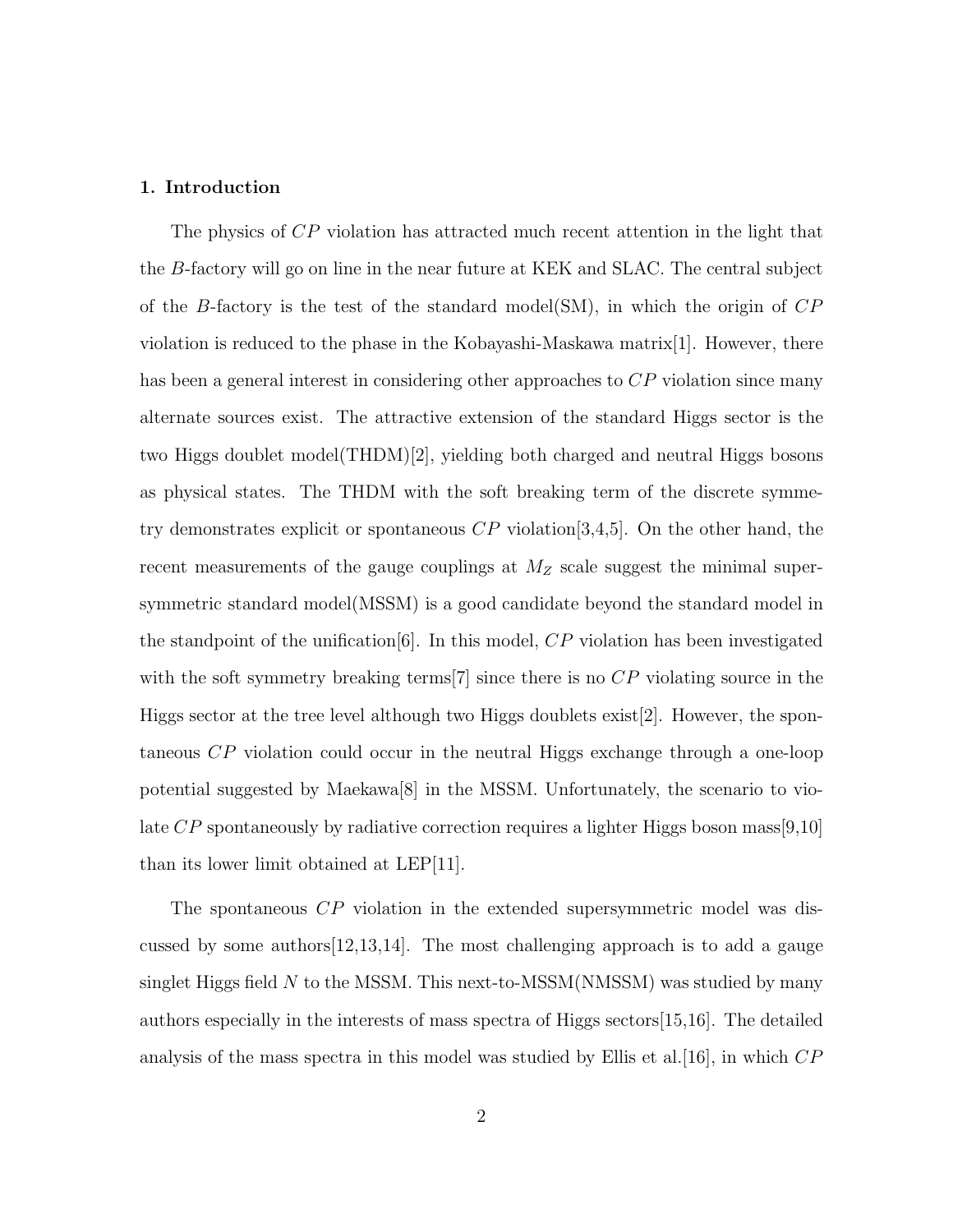## 1. Introduction

The physics of $CP$ violation has attracted much recent attention in the light that the $B$-factory will go on line in the near future at KEK and SLAC. The central subject of the $B$-factory is the test of the standard model(SM), in which the origin of $CP$ violation is reduced to the phase in the Kobayashi-Maskawa matrix[1]. However, there has been a general interest in considering other approaches to $CP$ violation since many alternate sources exist. The attractive extension of the standard Higgs sector is the two Higgs doublet model(THDM)[2], yielding both charged and neutral Higgs bosons as physical states. The THDM with the soft breaking term of the discrete symmetry demonstrates explicit or spontaneous $CP$ violation[3,4,5]. On the other hand, the recent measurements of the gauge couplings at $M_Z$ scale suggest the minimal supersymmetric standard model(MSSM) is a good candidate beyond the standard model in the standpoint of the unification[6]. In this model, $CP$ violation has been investigated with the soft symmetry breaking terms[7] since there is no $CP$ violating source in the Higgs sector at the tree level although two Higgs doublets exist[2]. However, the spontaneous $CP$ violation could occur in the neutral Higgs exchange through a one-loop potential suggested by Maekawa[8] in the MSSM. Unfortunately, the scenario to violate $CP$ spontaneously by radiative correction requires a lighter Higgs boson mass[9,10] than its lower limit obtained at LEP[11].

The spontaneous $CP$ violation in the extended supersymmetric model was discussed by some authors[12,13,14]. The most challenging approach is to add a gauge singlet Higgs field $N$ to the MSSM. This next-to-MSSM(NMSSM) was studied by many authors especially in the interests of mass spectra of Higgs sectors[15,16]. The detailed analysis of the mass spectra in this model was studied by Ellis et al.[16], in which $CP$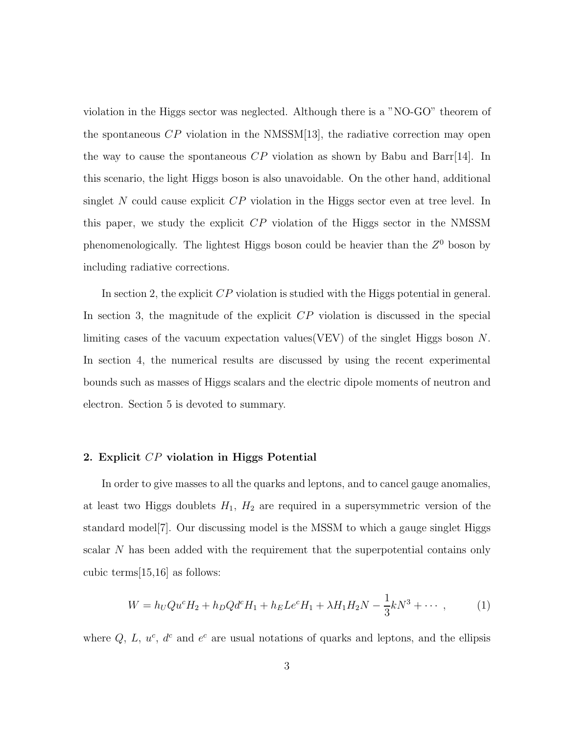violation in the Higgs sector was neglected. Although there is a "NO-GO" theorem of the spontaneous $CP$ violation in the NMSSM[13], the radiative correction may open the way to cause the spontaneous $CP$ violation as shown by Babu and Barr[14]. In this scenario, the light Higgs boson is also unavoidable. On the other hand, additional singlet $N$ could cause explicit $CP$ violation in the Higgs sector even at tree level. In this paper, we study the explicit $CP$ violation of the Higgs sector in the NMSSM phenomenologically. The lightest Higgs boson could be heavier than the $Z^0$ boson by including radiative corrections.

In section 2, the explicit $CP$ violation is studied with the Higgs potential in general. In section 3, the magnitude of the explicit $CP$ violation is discussed in the special limiting cases of the vacuum expectation values(VEV) of the singlet Higgs boson $N$. In section 4, the numerical results are discussed by using the recent experimental bounds such as masses of Higgs scalars and the electric dipole moments of neutron and electron. Section 5 is devoted to summary.

## 2. Explicit $CP$ violation in Higgs Potential

In order to give masses to all the quarks and leptons, and to cancel gauge anomalies, at least two Higgs doublets $H_1$, $H_2$ are required in a supersymmetric version of the standard model[7]. Our discussing model is the MSSM to which a gauge singlet Higgs scalar $N$ has been added with the requirement that the superpotential contains only cubic terms[15,16] as follows:

$$W = h_U Q u^c H_2 + h_D Q d^c H_1 + h_E L e^c H_1 + \lambda H_1 H_2 N - \frac{1}{3} k N^3 + \cdots \ , \tag{1}$$

where $Q$, $L$, $u^c$, $d^c$ and $e^c$ are usual notations of quarks and leptons, and the ellipsis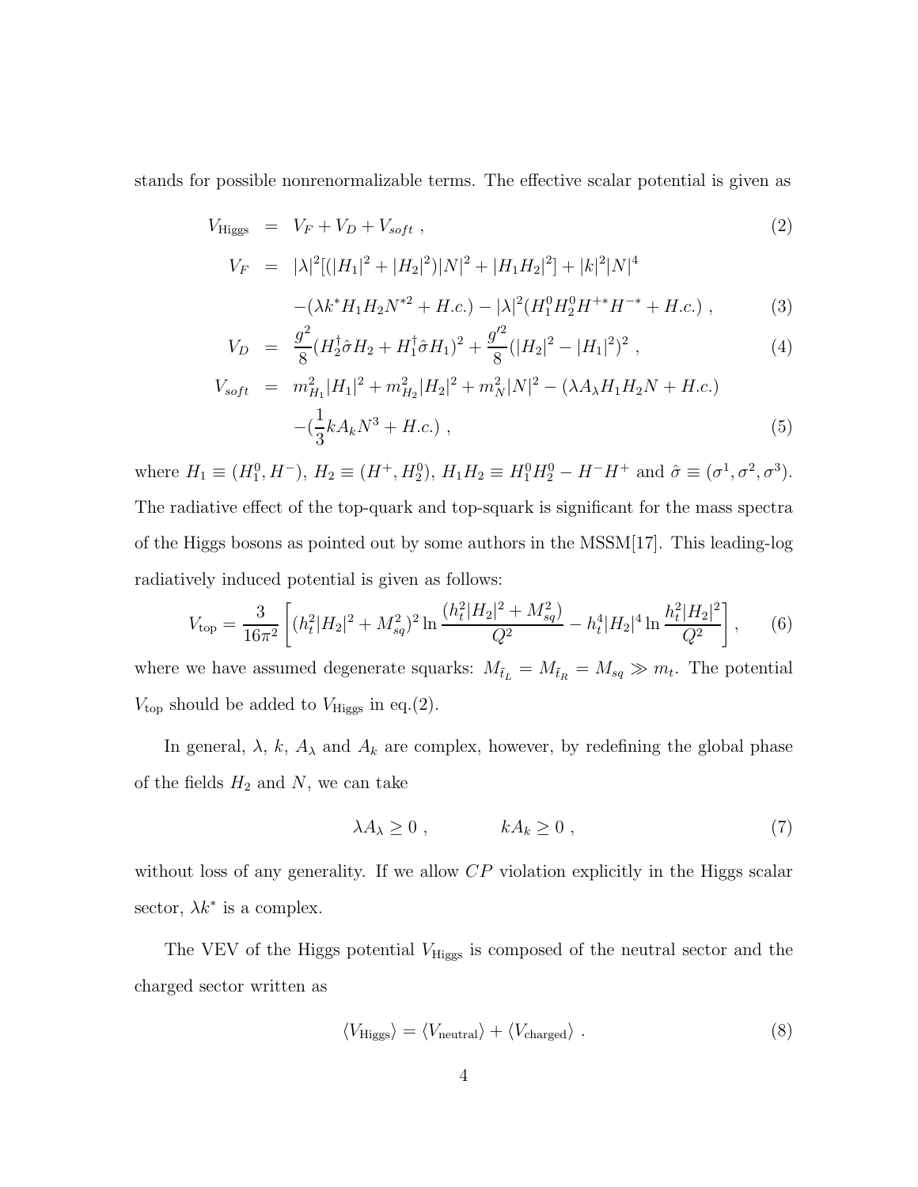stands for possible nonrenormalizable terms. The effective scalar potential is given as

$$
\begin{aligned}
V_{\rm Higgs} &= V_F + V_D + V_{soft} \ , & (2) \\
V_F &= |\lambda|^2[(|H_1|^2+|H_2|^2)|N|^2 + |H_1H_2|^2] + |k|^2|N|^4 \\
&\quad -(\lambda k^* H_1 H_2 N^{*2} + H.c.) - |\lambda|^2(H_1^0 H_2^0 H^{+*}H^{-*} + H.c.) \ , & (3) \\
V_D &= \frac{g^2}{8}(H_2^\dagger \hat{\sigma} H_2 + H_1^\dagger \hat{\sigma} H_1)^2 + \frac{g'^2}{8}(|H_2|^2 - |H_1|^2)^2 \ , & (4) \\
V_{soft} &= m_{H_1}^2|H_1|^2 + m_{H_2}^2|H_2|^2 + m_N^2|N|^2 - (\lambda A_\lambda H_1 H_2 N + H.c.) \\
&\quad -(\frac{1}{3}kA_k N^3 + H.c.) \ , & (5)
\end{aligned}
$$

where $H_1 \equiv (H_1^0, H^-)$, $H_2 \equiv (H^+, H_2^0)$, $H_1H_2 \equiv H_1^0H_2^0 - H^-H^+$ and $\hat{\sigma} \equiv (\sigma^1, \sigma^2, \sigma^3)$. The radiative effect of the top-quark and top-squark is significant for the mass spectra of the Higgs bosons as pointed out by some authors in the MSSM[17]. This leading-log radiatively induced potential is given as follows:

$$
V_{\rm top} = \frac{3}{16\pi^2}\left[(h_t^2|H_2|^2 + M_{sq}^2)^2 \ln\frac{(h_t^2|H_2|^2 + M_{sq}^2)}{Q^2} - h_t^4|H_2|^4 \ln\frac{h_t^2|H_2|^2}{Q^2}\right], \qquad (6)
$$

where we have assumed degenerate squarks: $M_{\tilde{t}_L} = M_{\tilde{t}_R} = M_{sq} \gg m_t$. The potential $V_{\rm top}$ should be added to $V_{\rm Higgs}$ in eq.(2).

In general, $\lambda$, $k$, $A_\lambda$ and $A_k$ are complex, however, by redefining the global phase of the fields $H_2$ and $N$, we can take

$$
\lambda A_\lambda \geq 0 \ , \qquad\qquad kA_k \geq 0 \ , \qquad (7)
$$

without loss of any generality. If we allow $CP$ violation explicitly in the Higgs scalar sector, $\lambda k^*$ is a complex.

The VEV of the Higgs potential $V_{\rm Higgs}$ is composed of the neutral sector and the charged sector written as

$$
\langle V_{\rm Higgs}\rangle = \langle V_{\rm neutral}\rangle + \langle V_{\rm charged}\rangle \ . \qquad (8)
$$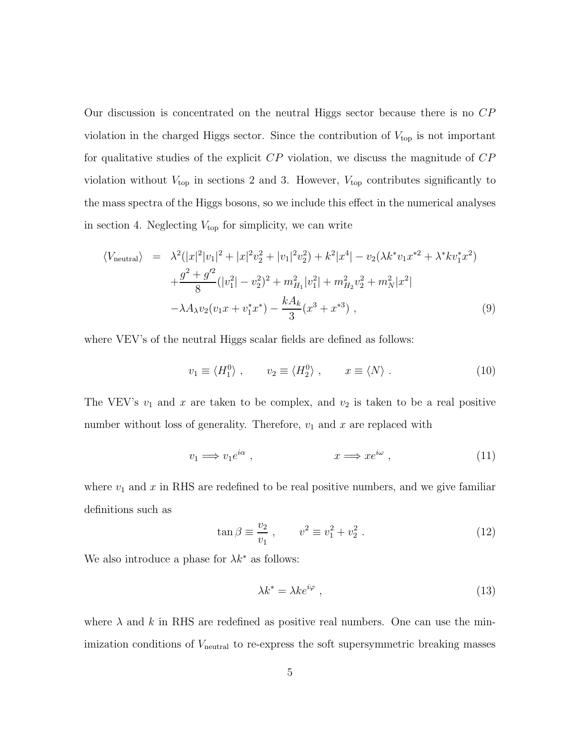Our discussion is concentrated on the neutral Higgs sector because there is no $CP$ violation in the charged Higgs sector. Since the contribution of $V_{\rm top}$ is not important for qualitative studies of the explicit $CP$ violation, we discuss the magnitude of $CP$ violation without $V_{\rm top}$ in sections 2 and 3. However, $V_{\rm top}$ contributes significantly to the mass spectra of the Higgs bosons, so we include this effect in the numerical analyses in section 4. Neglecting $V_{\rm top}$ for simplicity, we can write

$$
\begin{aligned}
\langle V_{\rm neutral} \rangle \; = \;& \lambda^2 (|x|^2 |v_1|^2 + |x|^2 v_2^2 + |v_1|^2 v_2^2) + k^2 |x^4| - v_2 (\lambda k^* v_1 x^{*2} + \lambda^* k v_1^* x^2) \\
& + \frac{g^2 + g'^2}{8} (|v_1^2| - v_2^2)^2 + m_{H_1}^2 |v_1^2| + m_{H_2}^2 v_2^2 + m_N^2 |x^2| \\
& - \lambda A_\lambda v_2 (v_1 x + v_1^* x^*) - \frac{k A_k}{3} (x^3 + x^{*3}) \; , \qquad (9)
\end{aligned}
$$

where VEV's of the neutral Higgs scalar fields are defined as follows:

$$
v_1 \equiv \langle H_1^0 \rangle \; , \qquad v_2 \equiv \langle H_2^0 \rangle \; , \qquad x \equiv \langle N \rangle \; . \qquad (10)
$$

The VEV's $v_1$ and $x$ are taken to be complex, and $v_2$ is taken to be a real positive number without loss of generality. Therefore, $v_1$ and $x$ are replaced with

$$
v_1 \Longrightarrow v_1 e^{i\alpha} \; , \qquad\qquad x \Longrightarrow x e^{i\omega} \; , \qquad (11)
$$

where $v_1$ and $x$ in RHS are redefined to be real positive numbers, and we give familiar definitions such as

$$
\tan\beta \equiv \frac{v_2}{v_1} \; , \qquad v^2 \equiv v_1^2 + v_2^2 \; . \qquad (12)
$$

We also introduce a phase for $\lambda k^*$ as follows:

$$
\lambda k^* = \lambda k e^{i\varphi} \; , \qquad (13)
$$

where $\lambda$ and $k$ in RHS are redefined as positive real numbers. One can use the minimization conditions of $V_{\rm neutral}$ to re-express the soft supersymmetric breaking masses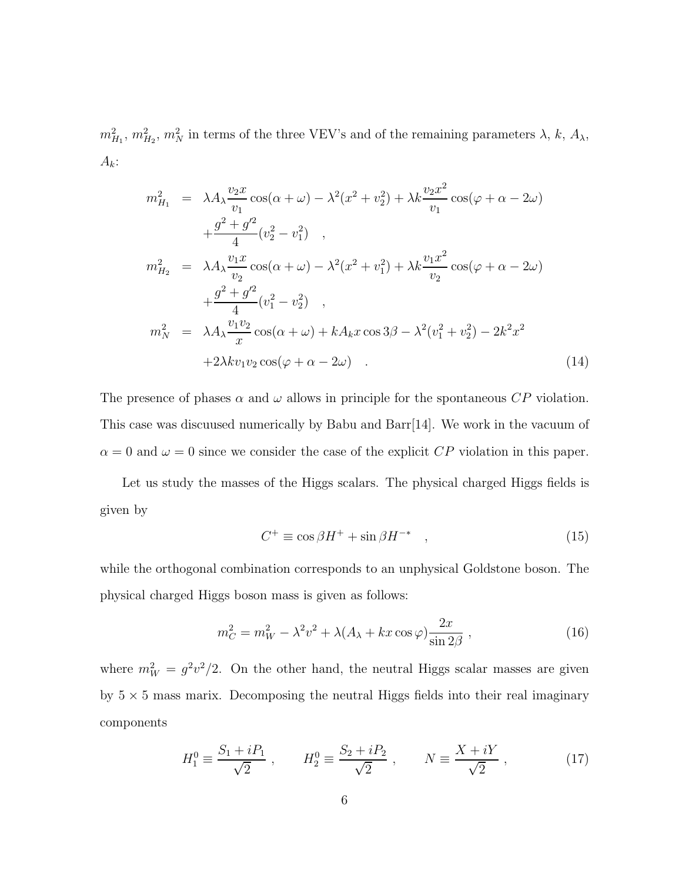$m_{H_1}^2$, $m_{H_2}^2$, $m_N^2$ in terms of the three VEV's and of the remaining parameters $\lambda$, $k$, $A_\lambda$, $A_k$:

$$
\begin{aligned}
m_{H_1}^2 &= \lambda A_\lambda \frac{v_2 x}{v_1} \cos(\alpha + \omega) - \lambda^2 (x^2 + v_2^2) + \lambda k \frac{v_2 x^2}{v_1} \cos(\varphi + \alpha - 2\omega) \\
&\quad + \frac{g^2 + g'^2}{4} (v_2^2 - v_1^2) \quad , \\
m_{H_2}^2 &= \lambda A_\lambda \frac{v_1 x}{v_2} \cos(\alpha + \omega) - \lambda^2 (x^2 + v_1^2) + \lambda k \frac{v_1 x^2}{v_2} \cos(\varphi + \alpha - 2\omega) \\
&\quad + \frac{g^2 + g'^2}{4} (v_1^2 - v_2^2) \quad , \\
m_N^2 &= \lambda A_\lambda \frac{v_1 v_2}{x} \cos(\alpha + \omega) + k A_k x \cos 3\beta - \lambda^2 (v_1^2 + v_2^2) - 2k^2 x^2 \\
&\quad + 2\lambda k v_1 v_2 \cos(\varphi + \alpha - 2\omega) \quad .
\end{aligned}
\tag{14}
$$

The presence of phases $\alpha$ and $\omega$ allows in principle for the spontaneous $CP$ violation. This case was discuused numerically by Babu and Barr[14]. We work in the vacuum of $\alpha = 0$ and $\omega = 0$ since we consider the case of the explicit $CP$ violation in this paper.

Let us study the masses of the Higgs scalars. The physical charged Higgs fields is given by

$$
C^+ \equiv \cos\beta H^+ + \sin\beta H^{-*} \quad , \tag{15}
$$

while the orthogonal combination corresponds to an unphysical Goldstone boson. The physical charged Higgs boson mass is given as follows:

$$
m_C^2 = m_W^2 - \lambda^2 v^2 + \lambda (A_\lambda + kx \cos\varphi) \frac{2x}{\sin 2\beta} \ , \tag{16}
$$

where $m_W^2 = g^2 v^2 / 2$. On the other hand, the neutral Higgs scalar masses are given by $5 \times 5$ mass marix. Decomposing the neutral Higgs fields into their real imaginary components

$$
H_1^0 \equiv \frac{S_1 + iP_1}{\sqrt{2}} \ , \qquad H_2^0 \equiv \frac{S_2 + iP_2}{\sqrt{2}} \ , \qquad N \equiv \frac{X + iY}{\sqrt{2}} \ , \tag{17}
$$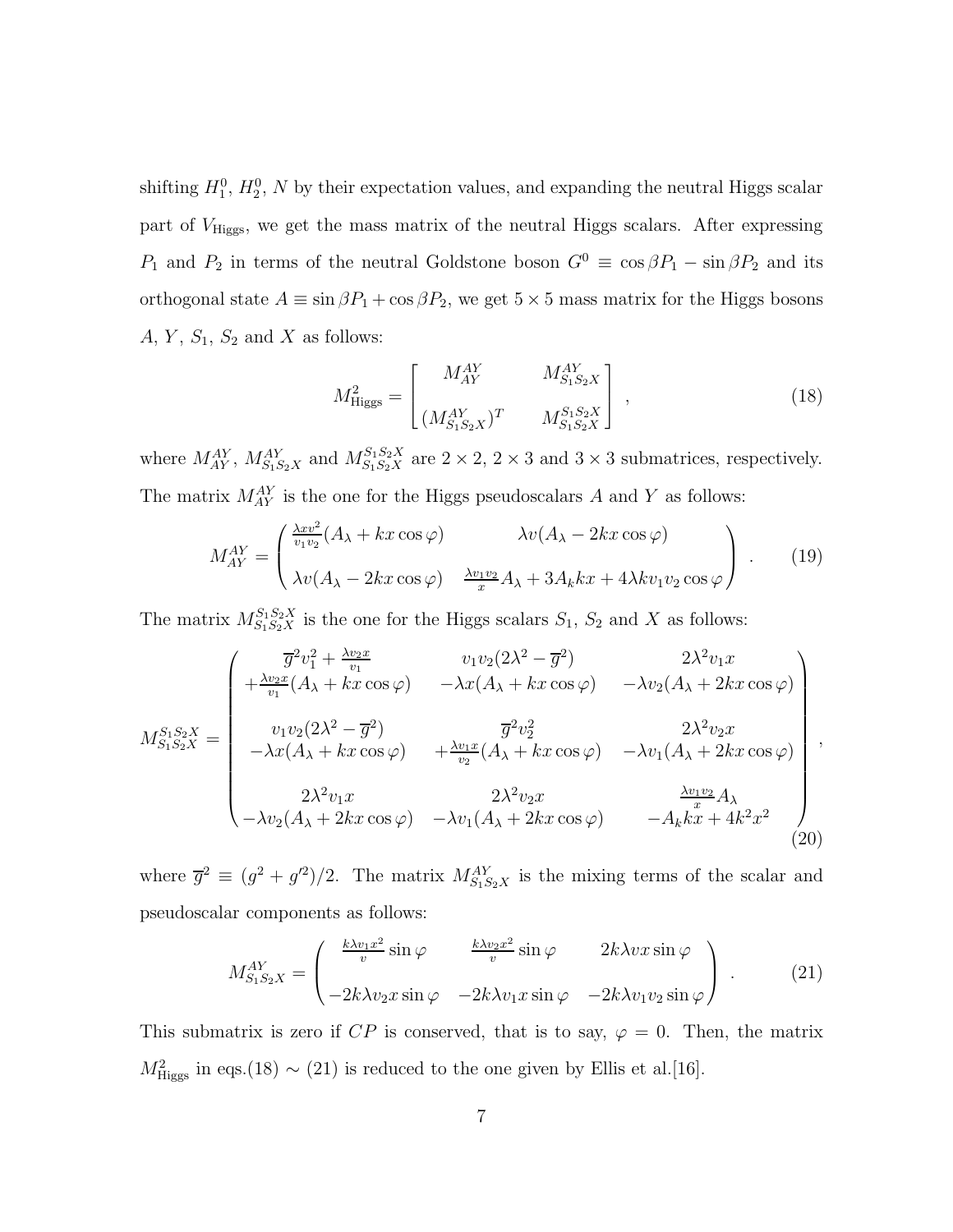shifting $H_1^0$, $H_2^0$, $N$ by their expectation values, and expanding the neutral Higgs scalar part of $V_{\rm Higgs}$, we get the mass matrix of the neutral Higgs scalars. After expressing $P_1$ and $P_2$ in terms of the neutral Goldstone boson $G^0 \equiv \cos\beta P_1 - \sin\beta P_2$ and its orthogonal state $A \equiv \sin\beta P_1 + \cos\beta P_2$, we get $5 \times 5$ mass matrix for the Higgs bosons $A$, $Y$, $S_1$, $S_2$ and $X$ as follows:

$$
M^2_{\rm Higgs} = \left[ \begin{array}{cc} M^{AY}_{AY} & M^{AY}_{S_1S_2X} \\ (M^{AY}_{S_1S_2X})^T & M^{S_1S_2X}_{S_1S_2X} \end{array} \right] \ , \tag{18}
$$

where $M^{AY}_{AY}$, $M^{AY}_{S_1S_2X}$ and $M^{S_1S_2X}_{S_1S_2X}$ are $2\times 2$, $2\times 3$ and $3\times 3$ submatrices, respectively. The matrix $M^{AY}_{AY}$ is the one for the Higgs pseudoscalars $A$ and $Y$ as follows:

$$
M^{AY}_{AY} = \left( \begin{array}{cc} \frac{\lambda x v^2}{v_1 v_2}(A_\lambda + kx\cos\varphi) & \lambda v(A_\lambda - 2kx\cos\varphi) \\ \lambda v(A_\lambda - 2kx\cos\varphi) & \frac{\lambda v_1 v_2}{x} A_\lambda + 3A_k kx + 4\lambda k v_1 v_2 \cos\varphi \end{array} \right) \ . \tag{19}
$$

The matrix $M^{S_1S_2X}_{S_1S_2X}$ is the one for the Higgs scalars $S_1$, $S_2$ and $X$ as follows:

$$
M^{S_1S_2X}_{S_1S_2X} = \left( \begin{array}{ccc} \begin{array}{c} \overline{g}^2 v_1^2 + \frac{\lambda v_2 x}{v_1} \\ + \frac{\lambda v_2 x}{v_1}(A_\lambda + kx\cos\varphi) \end{array} & \begin{array}{c} v_1 v_2 (2\lambda^2 - \overline{g}^2) \\ -\lambda x(A_\lambda + kx\cos\varphi) \end{array} & \begin{array}{c} 2\lambda^2 v_1 x \\ -\lambda v_2 (A_\lambda + 2kx\cos\varphi) \end{array} \\ & & \\ \begin{array}{c} v_1 v_2 (2\lambda^2 - \overline{g}^2) \\ -\lambda x(A_\lambda + kx\cos\varphi) \end{array} & \begin{array}{c} \overline{g}^2 v_2^2 \\ + \frac{\lambda v_1 x}{v_2}(A_\lambda + kx\cos\varphi) \end{array} & \begin{array}{c} 2\lambda^2 v_2 x \\ -\lambda v_1 (A_\lambda + 2kx\cos\varphi) \end{array} \\ & & \\ \begin{array}{c} 2\lambda^2 v_1 x \\ -\lambda v_2 (A_\lambda + 2kx\cos\varphi) \end{array} & \begin{array}{c} 2\lambda^2 v_2 x \\ -\lambda v_1 (A_\lambda + 2kx\cos\varphi) \end{array} & \begin{array}{c} \frac{\lambda v_1 v_2}{x} A_\lambda \\ -A_k kx + 4k^2 x^2 \end{array} \end{array} \right) , \tag{20}
$$

where $\overline{g}^2 \equiv (g^2 + g'^2)/2$. The matrix $M^{AY}_{S_1S_2X}$ is the mixing terms of the scalar and pseudoscalar components as follows:

$$
M^{AY}_{S_1S_2X} = \left( \begin{array}{ccc} \frac{k\lambda v_1 x^2}{v}\sin\varphi & \frac{k\lambda v_2 x^2}{v}\sin\varphi & 2k\lambda v x\sin\varphi \\ -2k\lambda v_2 x\sin\varphi & -2k\lambda v_1 x\sin\varphi & -2k\lambda v_1 v_2 \sin\varphi \end{array} \right) \ . \tag{21}
$$

This submatrix is zero if $CP$ is conserved, that is to say, $\varphi = 0$. Then, the matrix $M^2_{\rm Higgs}$ in eqs.(18) $\sim$ (21) is reduced to the one given by Ellis et al.[16].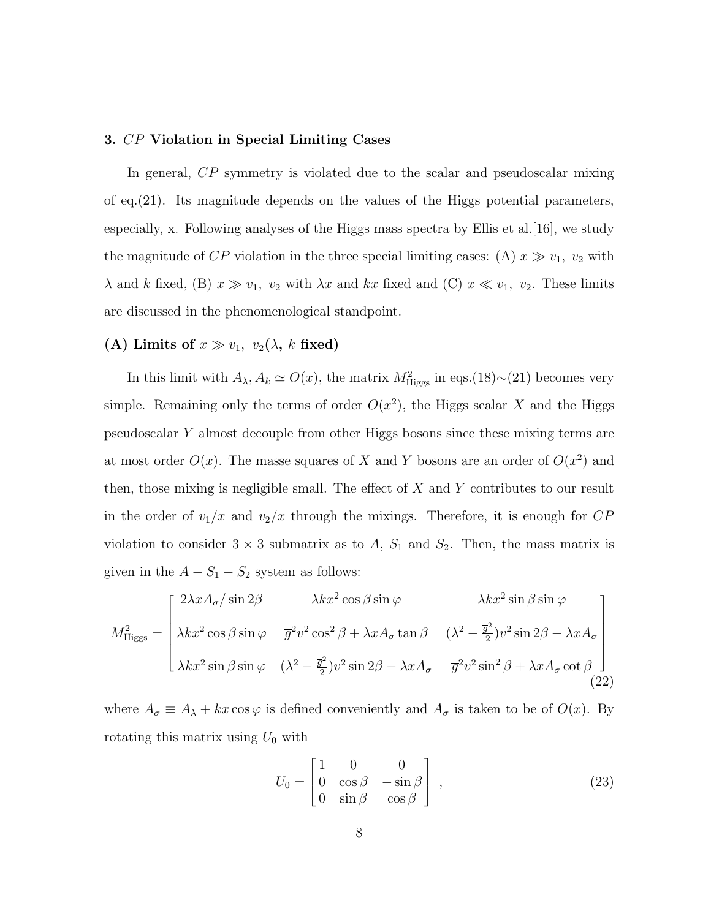## 3. $CP$ Violation in Special Limiting Cases

In general, $CP$ symmetry is violated due to the scalar and pseudoscalar mixing of eq.(21). Its magnitude depends on the values of the Higgs potential parameters, especially, x. Following analyses of the Higgs mass spectra by Ellis et al.[16], we study the magnitude of $CP$ violation in the three special limiting cases: (A) $x \gg v_1,\ v_2$ with $\lambda$ and $k$ fixed, (B) $x \gg v_1,\ v_2$ with $\lambda x$ and $kx$ fixed and (C) $x \ll v_1,\ v_2$. These limits are discussed in the phenomenological standpoint.

### (A) Limits of $x \gg v_1,\ v_2$($\lambda$, $k$ fixed)

In this limit with $A_\lambda, A_k \simeq O(x)$, the matrix $M^2_{\rm Higgs}$ in eqs.(18)$\sim$(21) becomes very simple. Remaining only the terms of order $O(x^2)$, the Higgs scalar $X$ and the Higgs pseudoscalar $Y$ almost decouple from other Higgs bosons since these mixing terms are at most order $O(x)$. The masse squares of $X$ and $Y$ bosons are an order of $O(x^2)$ and then, those mixing is negligible small. The effect of $X$ and $Y$ contributes to our result in the order of $v_1/x$ and $v_2/x$ through the mixings. Therefore, it is enough for $CP$ violation to consider $3\times 3$ submatrix as to $A$, $S_1$ and $S_2$. Then, the mass matrix is given in the $A-S_1-S_2$ system as follows:

$$
M^2_{\rm Higgs} = \begin{bmatrix} 2\lambda x A_\sigma/\sin 2\beta & \lambda k x^2 \cos\beta \sin\varphi & \lambda k x^2 \sin\beta \sin\varphi \\ \lambda k x^2 \cos\beta \sin\varphi & \overline{g}^2 v^2 \cos^2\beta + \lambda x A_\sigma \tan\beta & (\lambda^2 - \frac{\overline{g}^2}{2}) v^2 \sin 2\beta - \lambda x A_\sigma \\ \lambda k x^2 \sin\beta \sin\varphi & (\lambda^2 - \frac{\overline{g}^2}{2}) v^2 \sin 2\beta - \lambda x A_\sigma & \overline{g}^2 v^2 \sin^2\beta + \lambda x A_\sigma \cot\beta \end{bmatrix} \tag{22}
$$

where $A_\sigma \equiv A_\lambda + kx\cos\varphi$ is defined conveniently and $A_\sigma$ is taken to be of $O(x)$. By rotating this matrix using $U_0$ with

$$
U_0 = \begin{bmatrix} 1 & 0 & 0 \\ 0 & \cos\beta & -\sin\beta \\ 0 & \sin\beta & \cos\beta \end{bmatrix} , \tag{23}
$$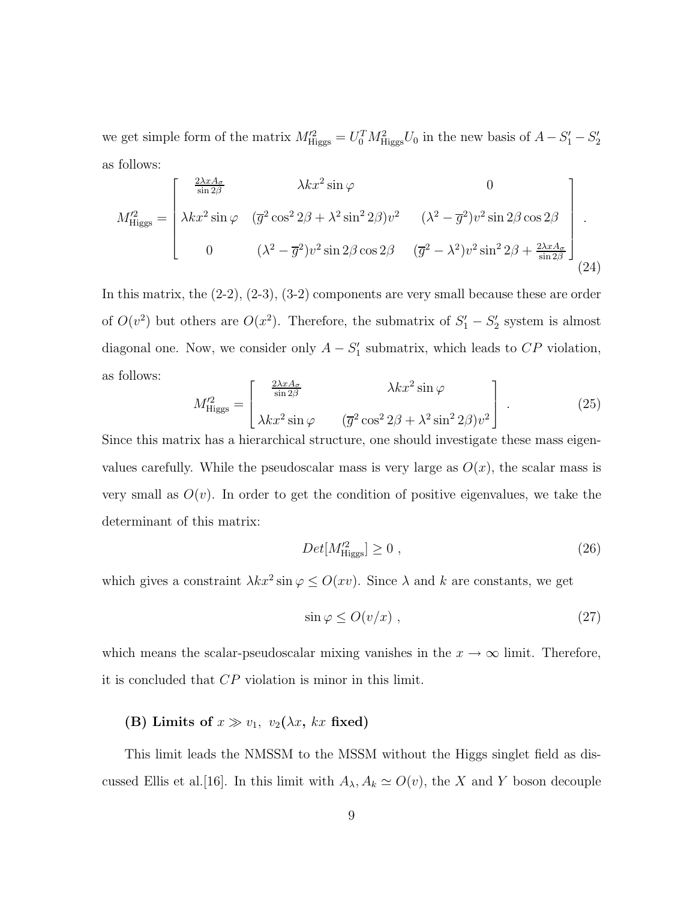we get simple form of the matrix $M'^2_{\rm Higgs} = U_0^T M^2_{\rm Higgs} U_0$ in the new basis of $A - S'_1 - S'_2$ as follows:

$$
M'^2_{\rm Higgs} = \begin{bmatrix} \frac{2\lambda x A_\sigma}{\sin 2\beta} & \lambda k x^2 \sin\varphi & 0 \\ \lambda k x^2 \sin\varphi & (\overline{g}^2 \cos^2 2\beta + \lambda^2 \sin^2 2\beta) v^2 & (\lambda^2 - \overline{g}^2) v^2 \sin 2\beta \cos 2\beta \\ 0 & (\lambda^2 - \overline{g}^2) v^2 \sin 2\beta \cos 2\beta & (\overline{g}^2 - \lambda^2) v^2 \sin^2 2\beta + \frac{2\lambda x A_\sigma}{\sin 2\beta} \end{bmatrix} . \tag{24}
$$

In this matrix, the (2-2), (2-3), (3-2) components are very small because these are order of $O(v^2)$ but others are $O(x^2)$. Therefore, the submatrix of $S'_1 - S'_2$ system is almost diagonal one. Now, we consider only $A - S'_1$ submatrix, which leads to $CP$ violation, as follows:

$$
M'^2_{\rm Higgs} = \begin{bmatrix} \frac{2\lambda x A_\sigma}{\sin 2\beta} & \lambda k x^2 \sin\varphi \\ \lambda k x^2 \sin\varphi & (\overline{g}^2 \cos^2 2\beta + \lambda^2 \sin^2 2\beta) v^2 \end{bmatrix} . \tag{25}
$$

Since this matrix has a hierarchical structure, one should investigate these mass eigenvalues carefully. While the pseudoscalar mass is very large as $O(x)$, the scalar mass is very small as $O(v)$. In order to get the condition of positive eigenvalues, we take the determinant of this matrix:

$$
Det[M'^2_{\rm Higgs}] \geq 0 \ , \tag{26}
$$

which gives a constraint $\lambda k x^2 \sin\varphi \leq O(xv)$. Since $\lambda$ and $k$ are constants, we get

$$
\sin\varphi \leq O(v/x) \ , \tag{27}
$$

which means the scalar-pseudoscalar mixing vanishes in the $x \to \infty$ limit. Therefore, it is concluded that $CP$ violation is minor in this limit.

**(B) Limits of $x \gg v_1, \ v_2$($\lambda x$, $kx$ fixed)**

This limit leads the NMSSM to the MSSM without the Higgs singlet field as discussed Ellis et al.[16]. In this limit with $A_\lambda, A_k \simeq O(v)$, the $X$ and $Y$ boson decouple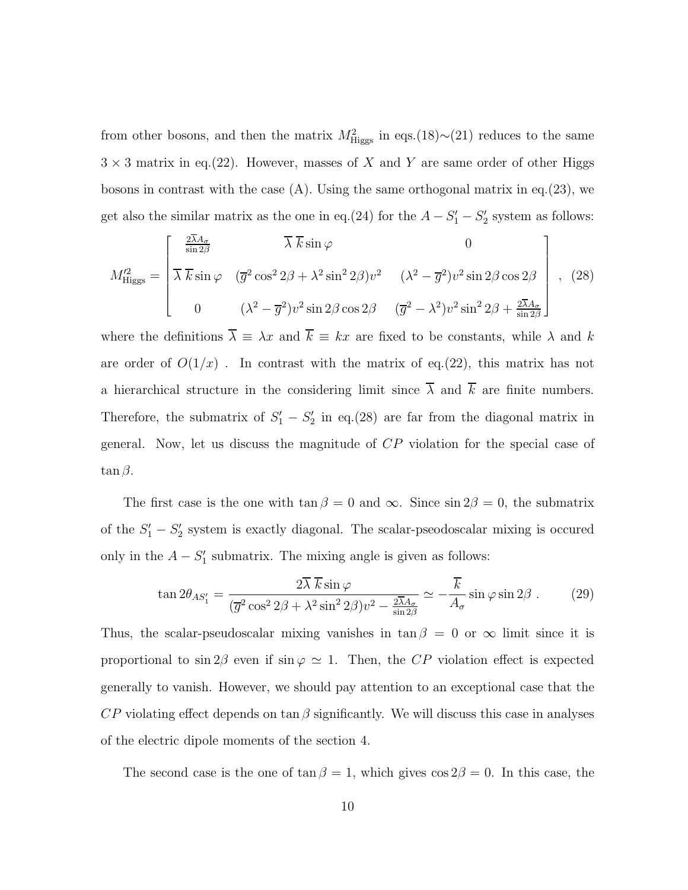from other bosons, and then the matrix $M^2_{\rm Higgs}$ in eqs.(18)$\sim$(21) reduces to the same $3\times 3$ matrix in eq.(22). However, masses of $X$ and $Y$ are same order of other Higgs bosons in contrast with the case (A). Using the same orthogonal matrix in eq.(23), we get also the similar matrix as the one in eq.(24) for the $A-S_1'-S_2'$ system as follows:

$$
M'^2_{\rm Higgs} = \begin{bmatrix} \frac{2\overline{\lambda}A_\sigma}{\sin 2\beta} & \overline{\lambda}\,\overline{k}\sin\varphi & 0 \\ \overline{\lambda}\,\overline{k}\sin\varphi & (\overline{g}^2\cos^2 2\beta + \lambda^2\sin^2 2\beta)v^2 & (\lambda^2-\overline{g}^2)v^2\sin 2\beta\cos 2\beta \\ 0 & (\lambda^2-\overline{g}^2)v^2\sin 2\beta\cos 2\beta & (\overline{g}^2-\lambda^2)v^2\sin^2 2\beta + \frac{2\overline{\lambda}A_\sigma}{\sin 2\beta} \end{bmatrix} , \quad (28)
$$

where the definitions $\overline{\lambda}\equiv\lambda x$ and $\overline{k}\equiv kx$ are fixed to be constants, while $\lambda$ and $k$ are order of $O(1/x)$ . In contrast with the matrix of eq.(22), this matrix has not a hierarchical structure in the considering limit since $\overline{\lambda}$ and $\overline{k}$ are finite numbers. Therefore, the submatrix of $S_1'-S_2'$ in eq.(28) are far from the diagonal matrix in general. Now, let us discuss the magnitude of $CP$ violation for the special case of $\tan\beta$.

The first case is the one with $\tan\beta=0$ and $\infty$. Since $\sin 2\beta=0$, the submatrix of the $S_1'-S_2'$ system is exactly diagonal. The scalar-pseodoscalar mixing is occured only in the $A-S_1'$ submatrix. The mixing angle is given as follows:

$$
\tan 2\theta_{AS_1'} = \frac{2\overline{\lambda}\,\overline{k}\sin\varphi}{(\overline{g}^2\cos^2 2\beta+\lambda^2\sin^2 2\beta)v^2-\frac{2\overline{\lambda}A_\sigma}{\sin 2\beta}} \simeq -\frac{\overline{k}}{A_\sigma}\sin\varphi\sin 2\beta\ . \quad (29)
$$

Thus, the scalar-pseodoscalar mixing vanishes in $\tan\beta=0$ or $\infty$ limit since it is proportional to $\sin 2\beta$ even if $\sin\varphi\simeq 1$. Then, the $CP$ violation effect is expected generally to vanish. However, we should pay attention to an exceptional case that the $CP$ violating effect depends on $\tan\beta$ significantly. We will discuss this case in analyses of the electric dipole moments of the section 4.

The second case is the one of $\tan\beta=1$, which gives $\cos 2\beta=0$. In this case, the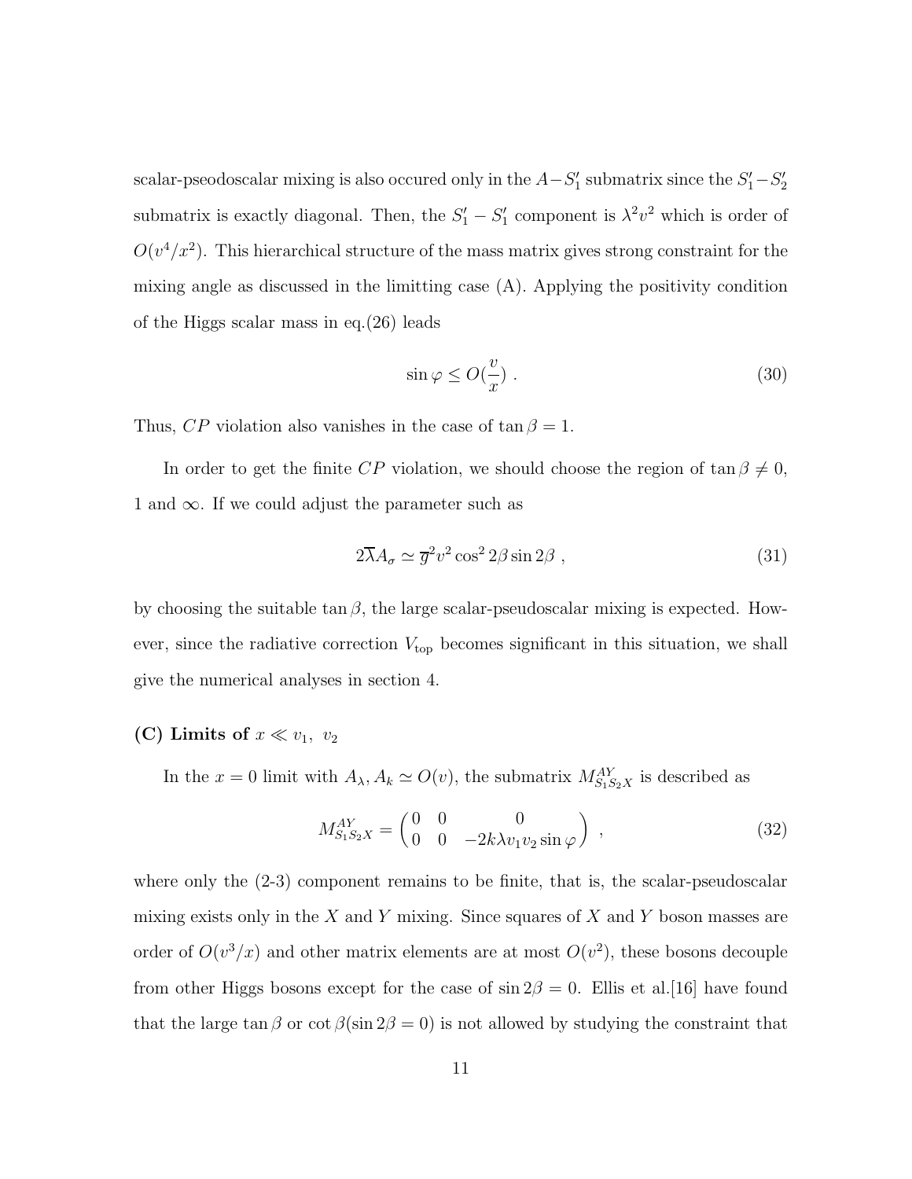scalar-pseodoscalar mixing is also occured only in the $A-S'_1$ submatrix since the $S'_1-S'_2$ submatrix is exactly diagonal. Then, the $S'_1-S'_1$ component is $\lambda^2 v^2$ which is order of $O(v^4/x^2)$. This hierarchical structure of the mass matrix gives strong constraint for the mixing angle as discussed in the limitting case (A). Applying the positivity condition of the Higgs scalar mass in eq.(26) leads

$$\sin\varphi \le O(\frac{v}{x}) \ . \tag{30}$$

Thus, $CP$ violation also vanishes in the case of $\tan\beta = 1$.

In order to get the finite $CP$ violation, we should choose the region of $\tan\beta \neq 0$, 1 and $\infty$. If we could adjust the parameter such as

$$2\overline{\lambda}A_\sigma \simeq \overline{g}^2 v^2 \cos^2 2\beta \sin 2\beta \ , \tag{31}$$

by choosing the suitable $\tan\beta$, the large scalar-pseudoscalar mixing is expected. However, since the radiative correction $V_{\rm top}$ becomes significant in this situation, we shall give the numerical analyses in section 4.

**(C) Limits of $x \ll v_1,\ v_2$**

In the $x = 0$ limit with $A_\lambda, A_k \simeq O(v)$, the submatrix $M^{AY}_{S_1S_2X}$ is described as

$$M^{AY}_{S_1S_2X} = \begin{pmatrix} 0 & 0 & 0 \\ 0 & 0 & -2k\lambda v_1 v_2 \sin\varphi \end{pmatrix} \ , \tag{32}$$

where only the (2-3) component remains to be finite, that is, the scalar-pseudoscalar mixing exists only in the $X$ and $Y$ mixing. Since squares of $X$ and $Y$ boson masses are order of $O(v^3/x)$ and other matrix elements are at most $O(v^2)$, these bosons decouple from other Higgs bosons except for the case of $\sin 2\beta = 0$. Ellis et al.[16] have found that the large $\tan\beta$ or $\cot\beta(\sin 2\beta = 0)$ is not allowed by studying the constraint that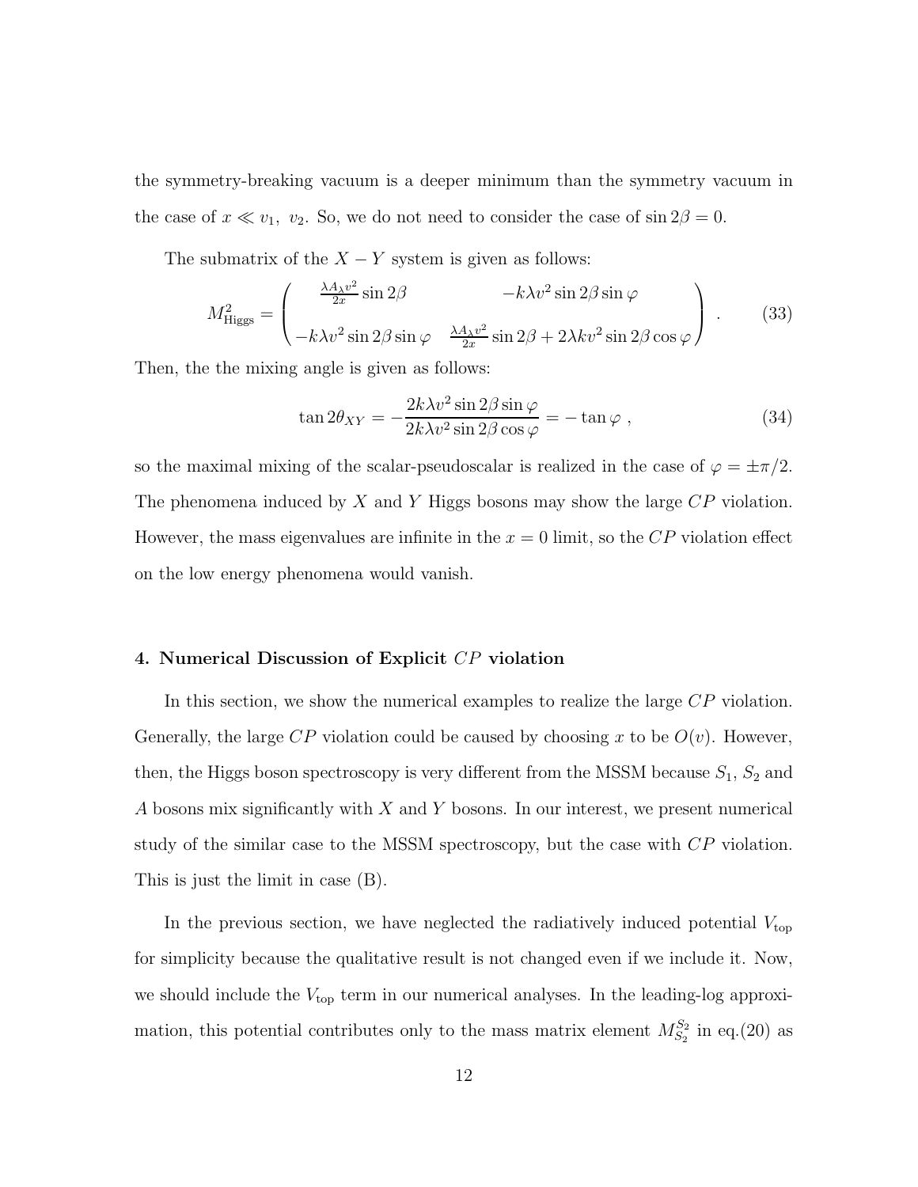the symmetry-breaking vacuum is a deeper minimum than the symmetry vacuum in the case of $x \ll v_1,\ v_2$. So, we do not need to consider the case of $\sin 2\beta = 0$.

The submatrix of the $X-Y$ system is given as follows:

$$
M^2_{\rm Higgs} = \begin{pmatrix} \frac{\lambda A_\lambda v^2}{2x}\sin 2\beta & -k\lambda v^2 \sin 2\beta \sin\varphi \\ -k\lambda v^2 \sin 2\beta \sin\varphi & \frac{\lambda A_\lambda v^2}{2x}\sin 2\beta + 2\lambda k v^2 \sin 2\beta \cos\varphi \end{pmatrix} \ . \tag{33}
$$

Then, the the mixing angle is given as follows:

$$
\tan 2\theta_{XY} = -\frac{2k\lambda v^2 \sin 2\beta \sin\varphi}{2k\lambda v^2 \sin 2\beta \cos\varphi} = -\tan\varphi \ , \tag{34}
$$

so the maximal mixing of the scalar-pseudoscalar is realized in the case of $\varphi = \pm\pi/2$. The phenomena induced by $X$ and $Y$ Higgs bosons may show the large $CP$ violation. However, the mass eigenvalues are infinite in the $x = 0$ limit, so the $CP$ violation effect on the low energy phenomena would vanish.

## 4. Numerical Discussion of Explicit $CP$ violation

In this section, we show the numerical examples to realize the large $CP$ violation. Generally, the large $CP$ violation could be caused by choosing $x$ to be $O(v)$. However, then, the Higgs boson spectroscopy is very different from the MSSM because $S_1$, $S_2$ and $A$ bosons mix significantly with $X$ and $Y$ bosons. In our interest, we present numerical study of the similar case to the MSSM spectroscopy, but the case with $CP$ violation. This is just the limit in case (B).

In the previous section, we have neglected the radiatively induced potential $V_{\rm top}$ for simplicity because the qualitative result is not changed even if we include it. Now, we should include the $V_{\rm top}$ term in our numerical analyses. In the leading-log approximation, this potential contributes only to the mass matrix element $M^{S_2}_{S_2}$ in eq.(20) as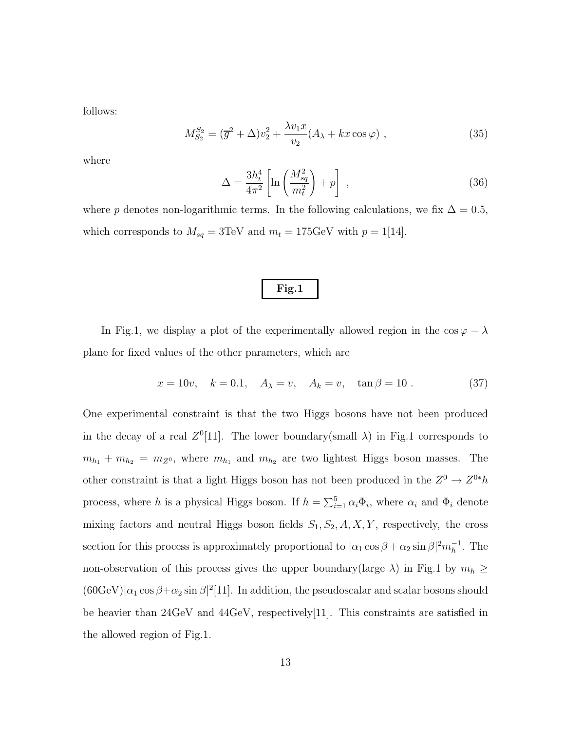follows:

$$
M_{S_2}^{S_2} = (\overline{g}^2 + \Delta)v_2^2 + \frac{\lambda v_1 x}{v_2}(A_\lambda + kx\cos\varphi) \ , \tag{35}
$$

where

$$
\Delta = \frac{3h_t^4}{4\pi^2}\left[\ln\left(\frac{M_{sq}^2}{m_t^2}\right) + p\right] \ , \tag{36}
$$

where $p$ denotes non-logarithmic terms. In the following calculations, we fix $\Delta = 0.5$, which corresponds to $M_{sq} = 3$TeV and $m_t = 175$GeV with $p = 1$[14].

**Fig.1**

In Fig.1, we display a plot of the experimentally allowed region in the $\cos\varphi - \lambda$ plane for fixed values of the other parameters, which are

$$
x = 10v, \quad k = 0.1, \quad A_\lambda = v, \quad A_k = v, \quad \tan\beta = 10 \ . \tag{37}
$$

One experimental constraint is that the two Higgs bosons have not been produced in the decay of a real $Z^0$[11]. The lower boundary(small $\lambda$) in Fig.1 corresponds to $m_{h_1} + m_{h_2} = m_{Z^0}$, where $m_{h_1}$ and $m_{h_2}$ are two lightest Higgs boson masses. The other constraint is that a light Higgs boson has not been produced in the $Z^0 \to Z^{0*}h$ process, where $h$ is a physical Higgs boson. If $h = \sum_{i=1}^{5}\alpha_i\Phi_i$, where $\alpha_i$ and $\Phi_i$ denote mixing factors and neutral Higgs boson fields $S_1, S_2, A, X, Y$, respectively, the cross section for this process is approximately proportional to $|\alpha_1\cos\beta + \alpha_2\sin\beta|^2 m_h^{-1}$. The non-observation of this process gives the upper boundary(large $\lambda$) in Fig.1 by $m_h \geq (60\text{GeV})|\alpha_1\cos\beta + \alpha_2\sin\beta|^2$[11]. In addition, the pseudoscalar and scalar bosons should be heavier than 24GeV and 44GeV, respectively[11]. This constraints are satisfied in the allowed region of Fig.1.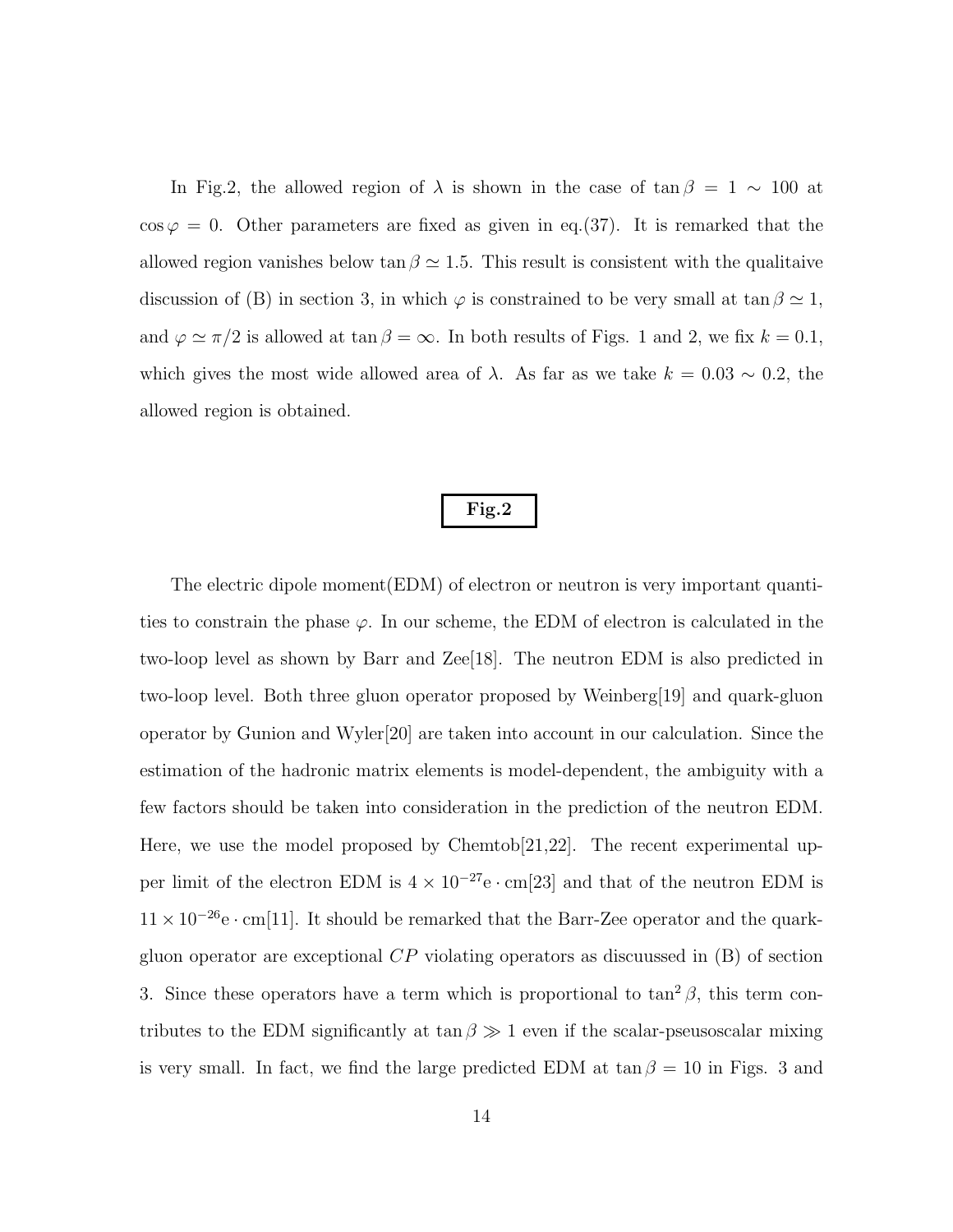In Fig.2, the allowed region of $\lambda$ is shown in the case of $\tan\beta = 1 \sim 100$ at $\cos\varphi = 0$. Other parameters are fixed as given in eq.(37). It is remarked that the allowed region vanishes below $\tan\beta \simeq 1.5$. This result is consistent with the qualitaive discussion of (B) in section 3, in which $\varphi$ is constrained to be very small at $\tan\beta \simeq 1$, and $\varphi \simeq \pi/2$ is allowed at $\tan\beta = \infty$. In both results of Figs. 1 and 2, we fix $k = 0.1$, which gives the most wide allowed area of $\lambda$. As far as we take $k = 0.03 \sim 0.2$, the allowed region is obtained.

**Fig.2**

The electric dipole moment(EDM) of electron or neutron is very important quantities to constrain the phase $\varphi$. In our scheme, the EDM of electron is calculated in the two-loop level as shown by Barr and Zee[18]. The neutron EDM is also predicted in two-loop level. Both three gluon operator proposed by Weinberg[19] and quark-gluon operator by Gunion and Wyler[20] are taken into account in our calculation. Since the estimation of the hadronic matrix elements is model-dependent, the ambiguity with a few factors should be taken into consideration in the prediction of the neutron EDM. Here, we use the model proposed by Chemtob[21,22]. The recent experimental upper limit of the electron EDM is $4 \times 10^{-27}\mathrm{e} \cdot \mathrm{cm}$[23] and that of the neutron EDM is $11 \times 10^{-26}\mathrm{e} \cdot \mathrm{cm}$[11]. It should be remarked that the Barr-Zee operator and the quark-gluon operator are exceptional $CP$ violating operators as discuussed in (B) of section 3. Since these operators have a term which is proportional to $\tan^2\beta$, this term contributes to the EDM significantly at $\tan\beta \gg 1$ even if the scalar-pseusoscalar mixing is very small. In fact, we find the large predicted EDM at $\tan\beta = 10$ in Figs. 3 and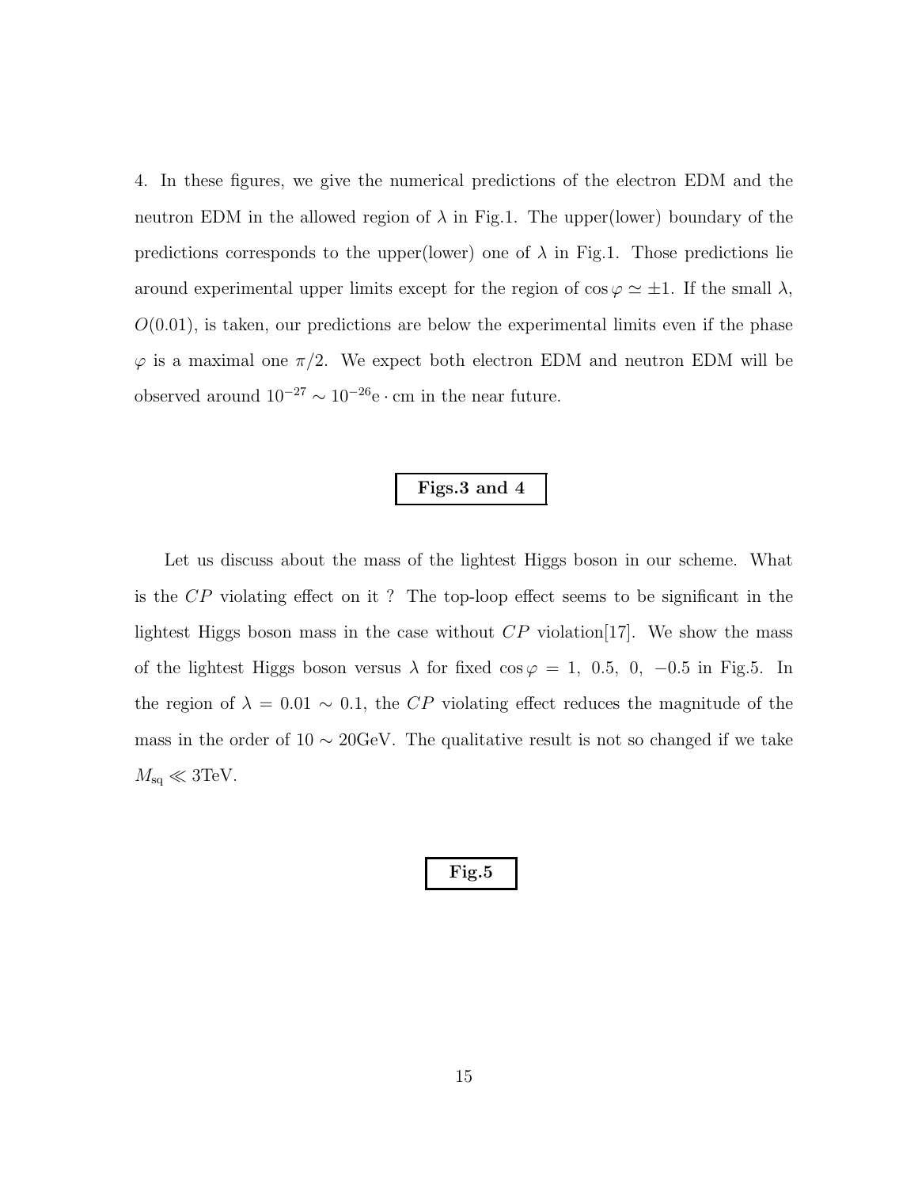4. In these figures, we give the numerical predictions of the electron EDM and the neutron EDM in the allowed region of $\lambda$ in Fig.1. The upper(lower) boundary of the predictions corresponds to the upper(lower) one of $\lambda$ in Fig.1. Those predictions lie around experimental upper limits except for the region of $\cos\varphi \simeq \pm 1$. If the small $\lambda$, $O(0.01)$, is taken, our predictions are below the experimental limits even if the phase $\varphi$ is a maximal one $\pi/2$. We expect both electron EDM and neutron EDM will be observed around $10^{-27} \sim 10^{-26}\mathrm{e}\cdot\mathrm{cm}$ in the near future.

**Figs.3 and 4**

Let us discuss about the mass of the lightest Higgs boson in our scheme. What is the $CP$ violating effect on it ? The top-loop effect seems to be significant in the lightest Higgs boson mass in the case without $CP$ violation[17]. We show the mass of the lightest Higgs boson versus $\lambda$ for fixed $\cos\varphi = 1,\ 0.5,\ 0,\ -0.5$ in Fig.5. In the region of $\lambda = 0.01 \sim 0.1$, the $CP$ violating effect reduces the magnitude of the mass in the order of $10 \sim 20\mathrm{GeV}$. The qualitative result is not so changed if we take $M_{\mathrm{sq}} \ll 3\mathrm{TeV}$.

**Fig.5**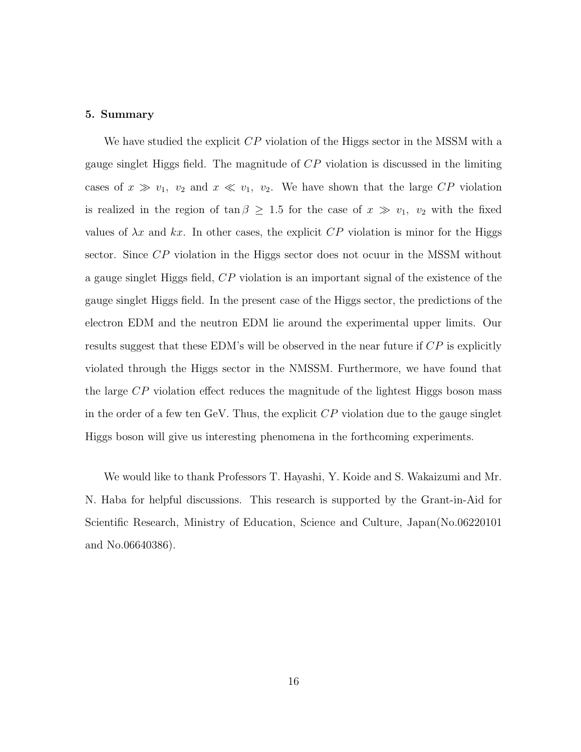## 5. Summary

We have studied the explicit $CP$ violation of the Higgs sector in the MSSM with a gauge singlet Higgs field. The magnitude of $CP$ violation is discussed in the limiting cases of $x \gg v_1,\ v_2$ and $x \ll v_1,\ v_2$. We have shown that the large $CP$ violation is realized in the region of $\tan\beta \geq 1.5$ for the case of $x \gg v_1,\ v_2$ with the fixed values of $\lambda x$ and $kx$. In other cases, the explicit $CP$ violation is minor for the Higgs sector. Since $CP$ violation in the Higgs sector does not ocuur in the MSSM without a gauge singlet Higgs field, $CP$ violation is an important signal of the existence of the gauge singlet Higgs field. In the present case of the Higgs sector, the predictions of the electron EDM and the neutron EDM lie around the experimental upper limits. Our results suggest that these EDM's will be observed in the near future if $CP$ is explicitly violated through the Higgs sector in the NMSSM. Furthermore, we have found that the large $CP$ violation effect reduces the magnitude of the lightest Higgs boson mass in the order of a few ten GeV. Thus, the explicit $CP$ violation due to the gauge singlet Higgs boson will give us interesting phenomena in the forthcoming experiments.

We would like to thank Professors T. Hayashi, Y. Koide and S. Wakaizumi and Mr. N. Haba for helpful discussions. This research is supported by the Grant-in-Aid for Scientific Research, Ministry of Education, Science and Culture, Japan(No.06220101 and No.06640386).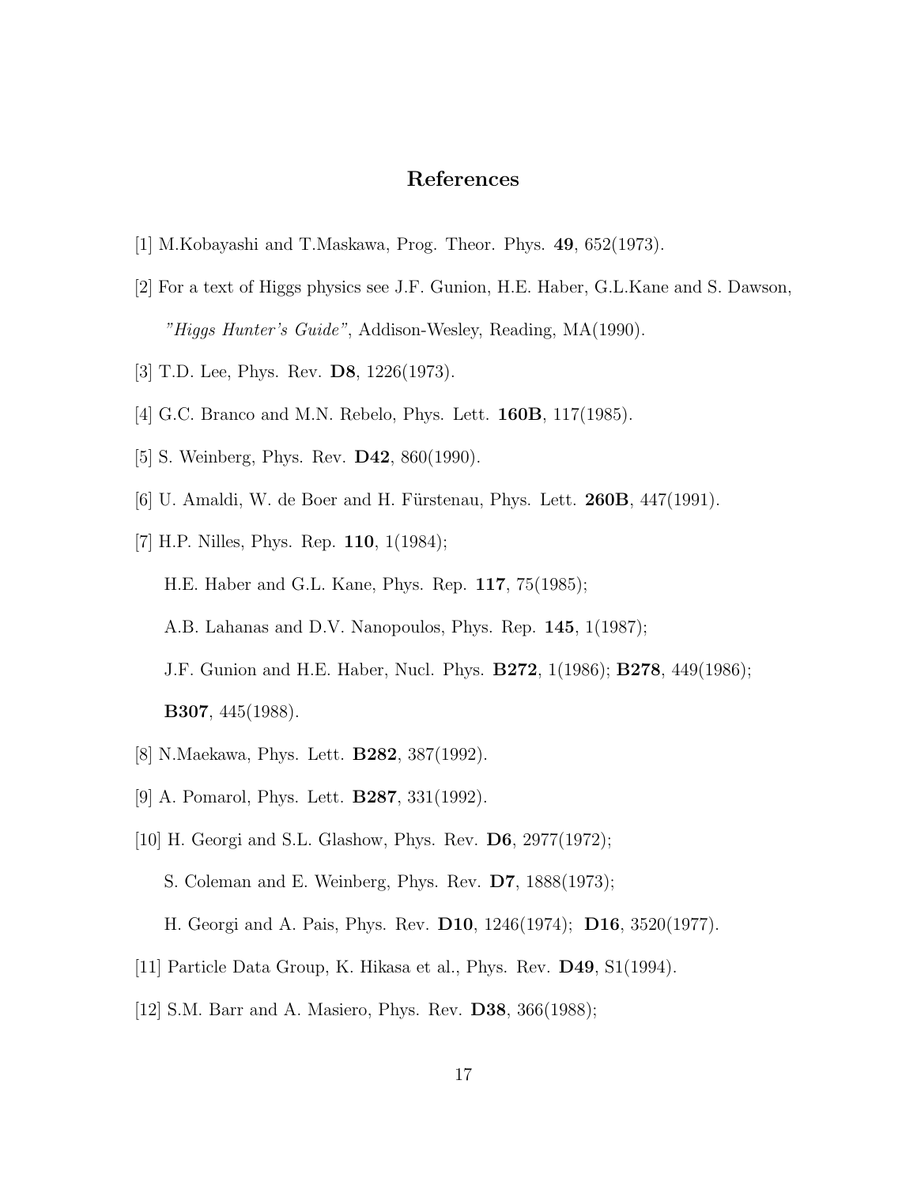## References

[1] M.Kobayashi and T.Maskawa, Prog. Theor. Phys. **49**, 652(1973).

[2] For a text of Higgs physics see J.F. Gunion, H.E. Haber, G.L.Kane and S. Dawson, *"Higgs Hunter's Guide"*, Addison-Wesley, Reading, MA(1990).

[3] T.D. Lee, Phys. Rev. **D8**, 1226(1973).

[4] G.C. Branco and M.N. Rebelo, Phys. Lett. **160B**, 117(1985).

[5] S. Weinberg, Phys. Rev. **D42**, 860(1990).

[6] U. Amaldi, W. de Boer and H. Fürstenau, Phys. Lett. **260B**, 447(1991).

[7] H.P. Nilles, Phys. Rep. **110**, 1(1984);
H.E. Haber and G.L. Kane, Phys. Rep. **117**, 75(1985);
A.B. Lahanas and D.V. Nanopoulos, Phys. Rep. **145**, 1(1987);
J.F. Gunion and H.E. Haber, Nucl. Phys. **B272**, 1(1986); **B278**, 449(1986); **B307**, 445(1988).

[8] N.Maekawa, Phys. Lett. **B282**, 387(1992).

[9] A. Pomarol, Phys. Lett. **B287**, 331(1992).

[10] H. Georgi and S.L. Glashow, Phys. Rev. **D6**, 2977(1972);
S. Coleman and E. Weinberg, Phys. Rev. **D7**, 1888(1973);
H. Georgi and A. Pais, Phys. Rev. **D10**, 1246(1974); **D16**, 3520(1977).

[11] Particle Data Group, K. Hikasa et al., Phys. Rev. **D49**, S1(1994).

[12] S.M. Barr and A. Masiero, Phys. Rev. **D38**, 366(1988);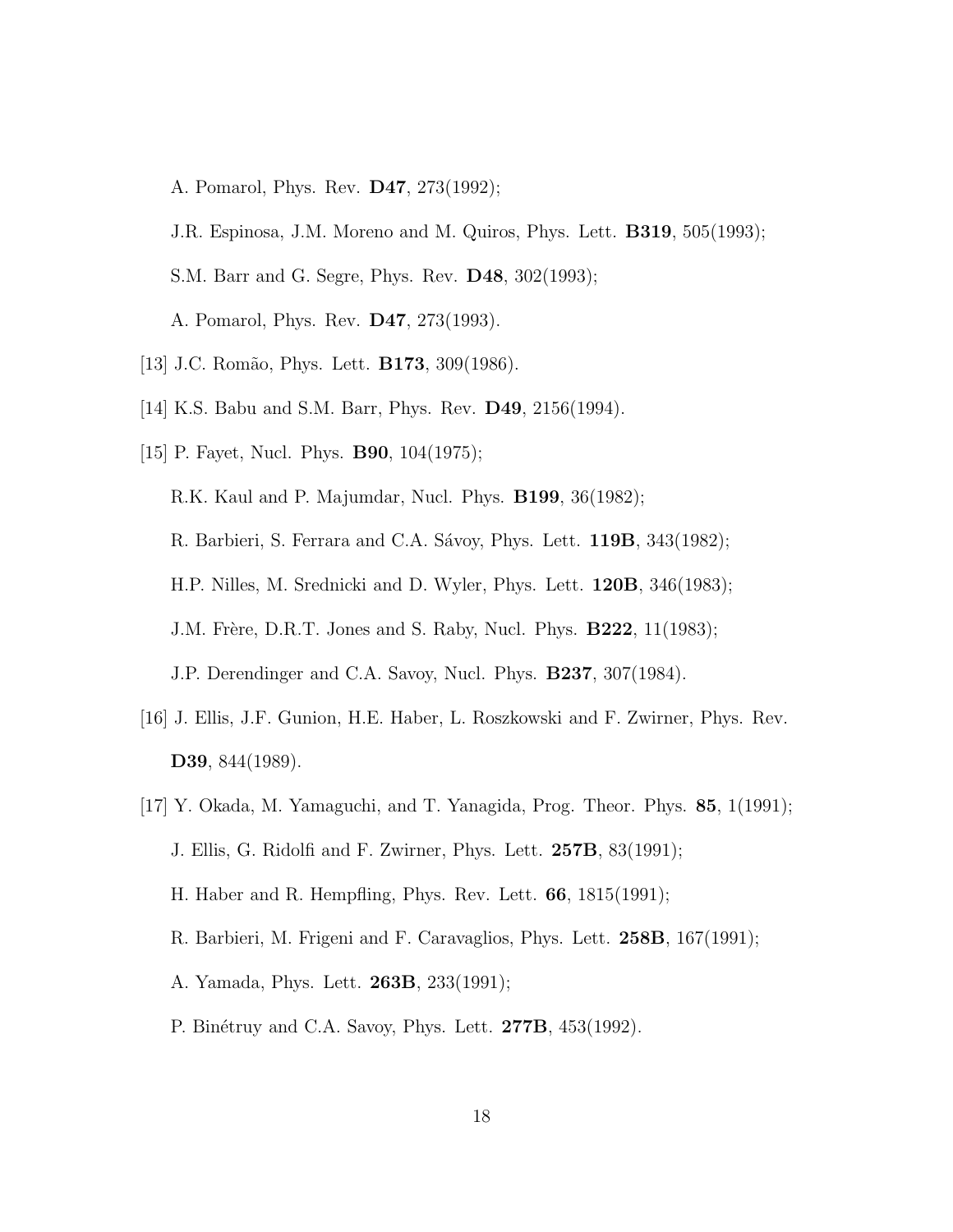A. Pomarol, Phys. Rev. **D47**, 273(1992);

J.R. Espinosa, J.M. Moreno and M. Quiros, Phys. Lett. **B319**, 505(1993);

S.M. Barr and G. Segre, Phys. Rev. **D48**, 302(1993);

A. Pomarol, Phys. Rev. **D47**, 273(1993).

[13] J.C. Romão, Phys. Lett. **B173**, 309(1986).

[14] K.S. Babu and S.M. Barr, Phys. Rev. **D49**, 2156(1994).

[15] P. Fayet, Nucl. Phys. **B90**, 104(1975);

R.K. Kaul and P. Majumdar, Nucl. Phys. **B199**, 36(1982);

R. Barbieri, S. Ferrara and C.A. Sávoy, Phys. Lett. **119B**, 343(1982);

H.P. Nilles, M. Srednicki and D. Wyler, Phys. Lett. **120B**, 346(1983);

J.M. Frère, D.R.T. Jones and S. Raby, Nucl. Phys. **B222**, 11(1983);

J.P. Derendinger and C.A. Savoy, Nucl. Phys. **B237**, 307(1984).

[16] J. Ellis, J.F. Gunion, H.E. Haber, L. Roszkowski and F. Zwirner, Phys. Rev. **D39**, 844(1989).

[17] Y. Okada, M. Yamaguchi, and T. Yanagida, Prog. Theor. Phys. **85**, 1(1991);

J. Ellis, G. Ridolfi and F. Zwirner, Phys. Lett. **257B**, 83(1991);

H. Haber and R. Hempfling, Phys. Rev. Lett. **66**, 1815(1991);

R. Barbieri, M. Frigeni and F. Caravaglios, Phys. Lett. **258B**, 167(1991);

A. Yamada, Phys. Lett. **263B**, 233(1991);

P. Binétruy and C.A. Savoy, Phys. Lett. **277B**, 453(1992).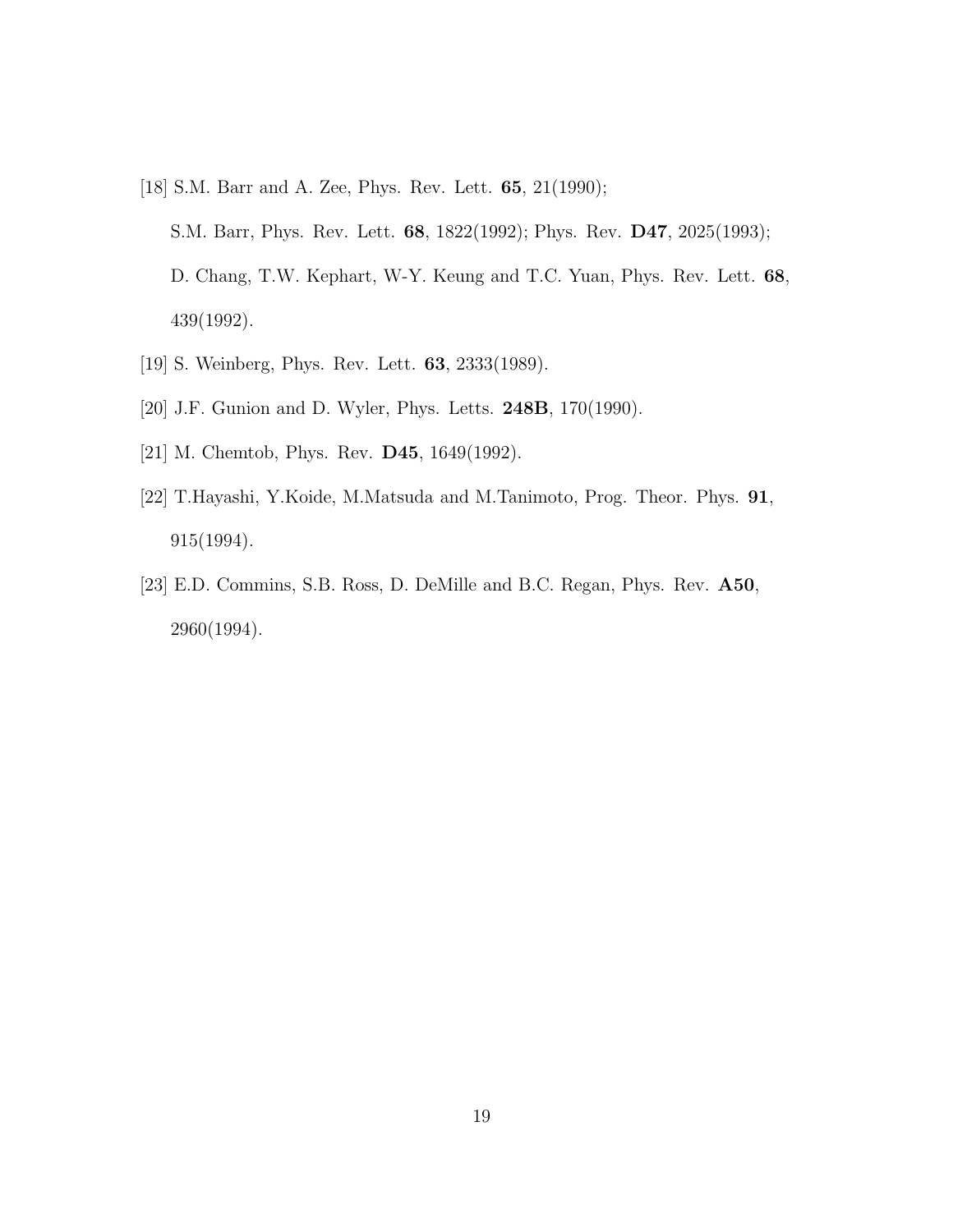[18] S.M. Barr and A. Zee, Phys. Rev. Lett. **65**, 21(1990);
S.M. Barr, Phys. Rev. Lett. **68**, 1822(1992); Phys. Rev. **D47**, 2025(1993);
D. Chang, T.W. Kephart, W-Y. Keung and T.C. Yuan, Phys. Rev. Lett. **68**, 439(1992).

[19] S. Weinberg, Phys. Rev. Lett. **63**, 2333(1989).

[20] J.F. Gunion and D. Wyler, Phys. Letts. **248B**, 170(1990).

[21] M. Chemtob, Phys. Rev. **D45**, 1649(1992).

[22] T.Hayashi, Y.Koide, M.Matsuda and M.Tanimoto, Prog. Theor. Phys. **91**, 915(1994).

[23] E.D. Commins, S.B. Ross, D. DeMille and B.C. Regan, Phys. Rev. **A50**, 2960(1994).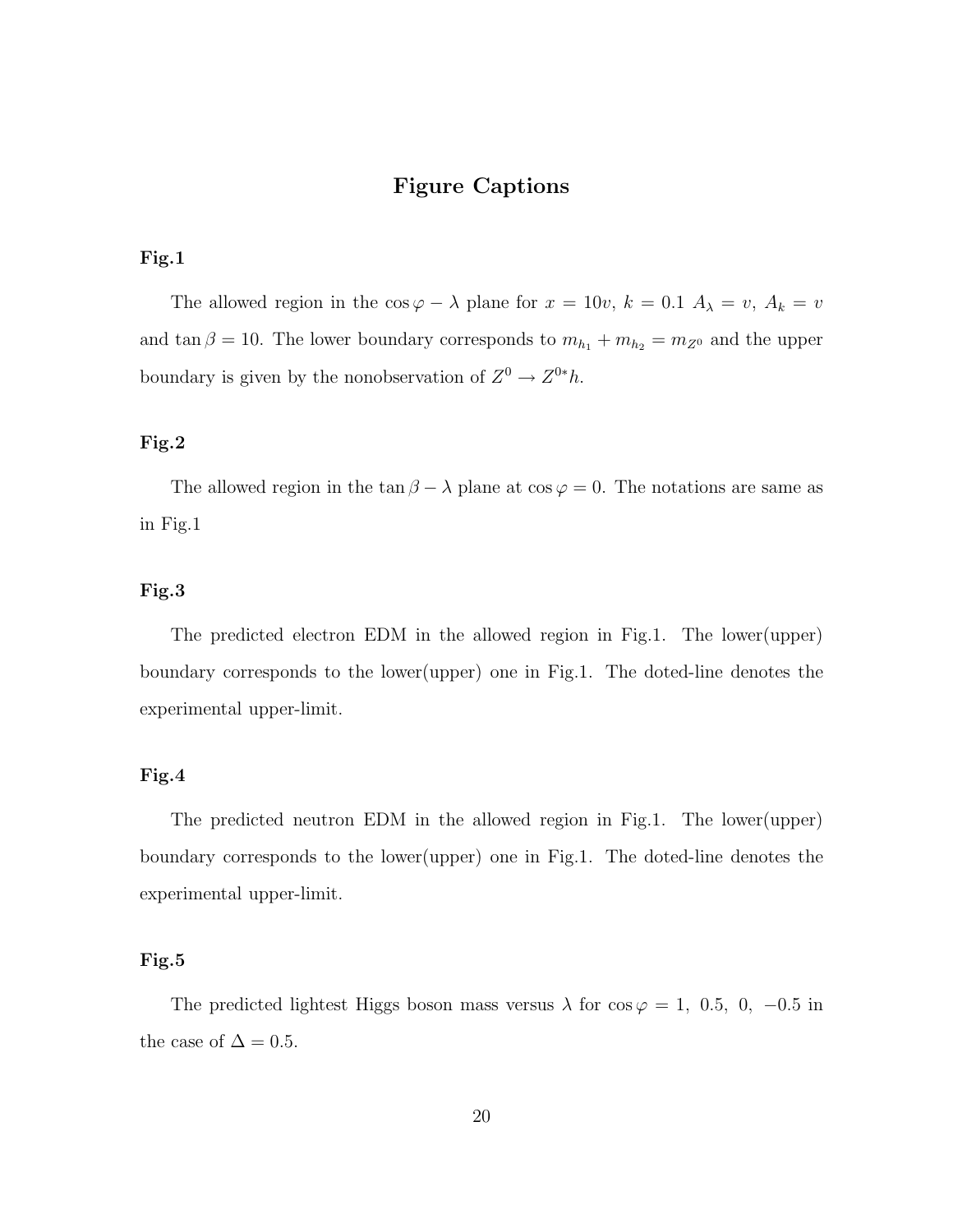# Figure Captions

**Fig.1**

The allowed region in the $\cos\varphi - \lambda$ plane for $x = 10v$, $k = 0.1$ $A_\lambda = v$, $A_k = v$ and $\tan\beta = 10$. The lower boundary corresponds to $m_{h_1} + m_{h_2} = m_{Z^0}$ and the upper boundary is given by the nonobservation of $Z^0 \to Z^{0*}h$.

**Fig.2**

The allowed region in the $\tan\beta - \lambda$ plane at $\cos\varphi = 0$. The notations are same as in Fig.1

**Fig.3**

The predicted electron EDM in the allowed region in Fig.1. The lower(upper) boundary corresponds to the lower(upper) one in Fig.1. The doted-line denotes the experimental upper-limit.

**Fig.4**

The predicted neutron EDM in the allowed region in Fig.1. The lower(upper) boundary corresponds to the lower(upper) one in Fig.1. The doted-line denotes the experimental upper-limit.

**Fig.5**

The predicted lightest Higgs boson mass versus $\lambda$ for $\cos\varphi = 1,\ 0.5,\ 0,\ -0.5$ in the case of $\Delta = 0.5$.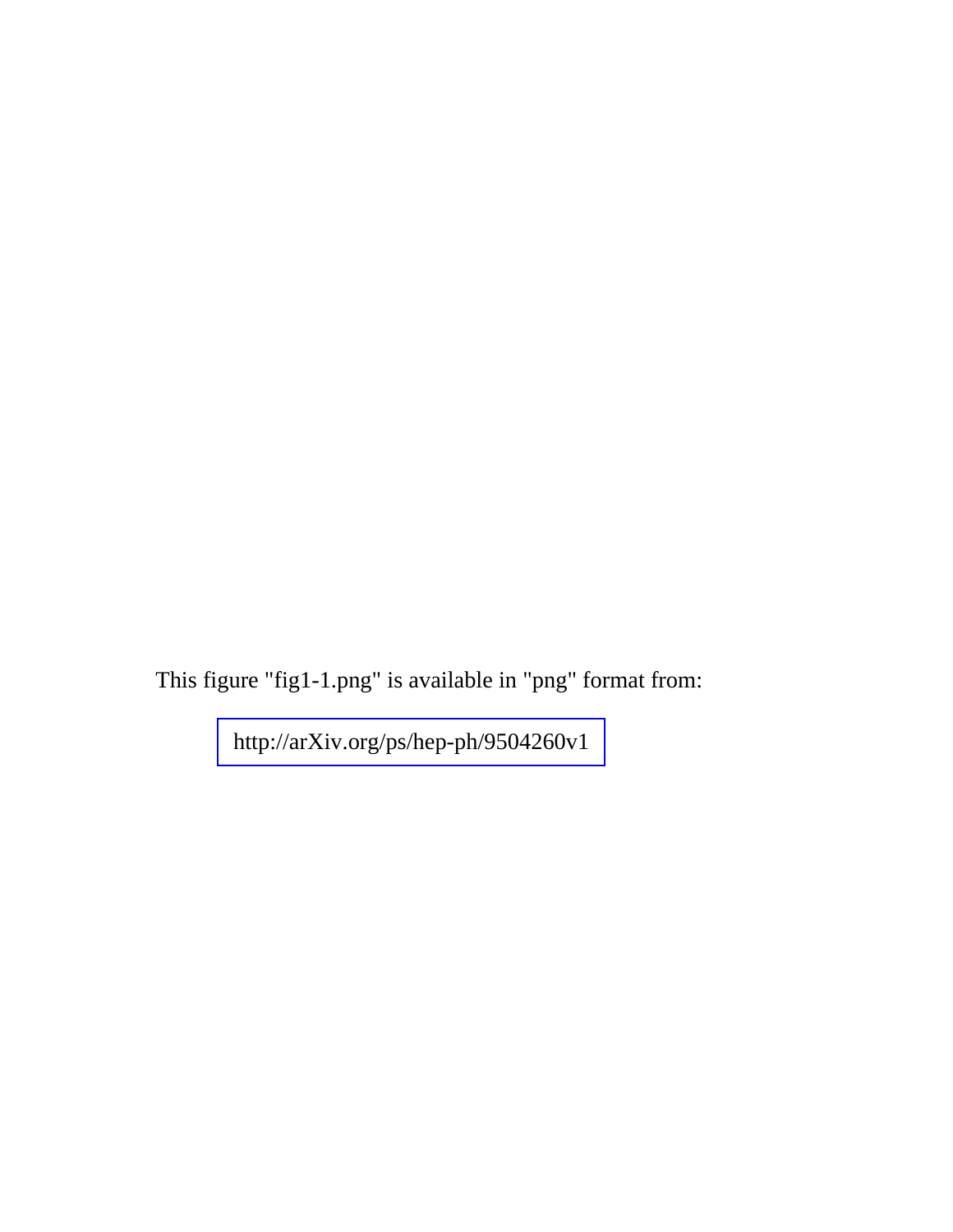This figure "fig1-1.png" is available in "png" format from:

http://arXiv.org/ps/hep-ph/9504260v1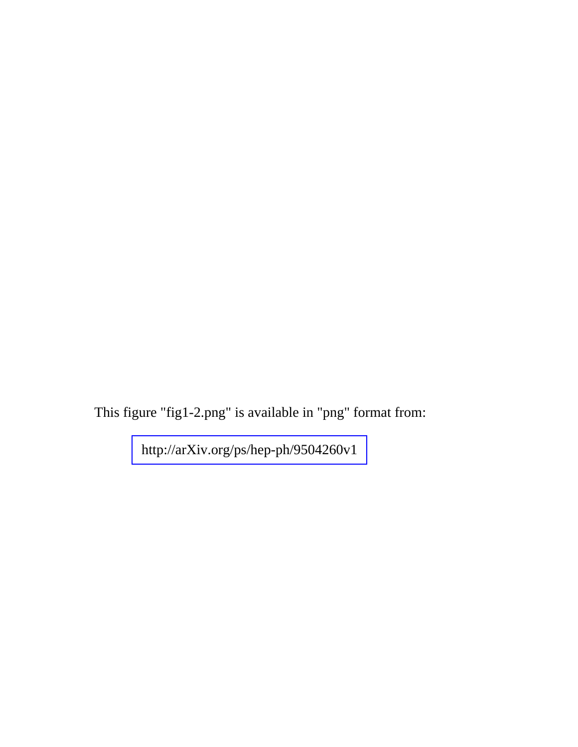This figure "fig1-2.png" is available in "png" format from:

http://arXiv.org/ps/hep-ph/9504260v1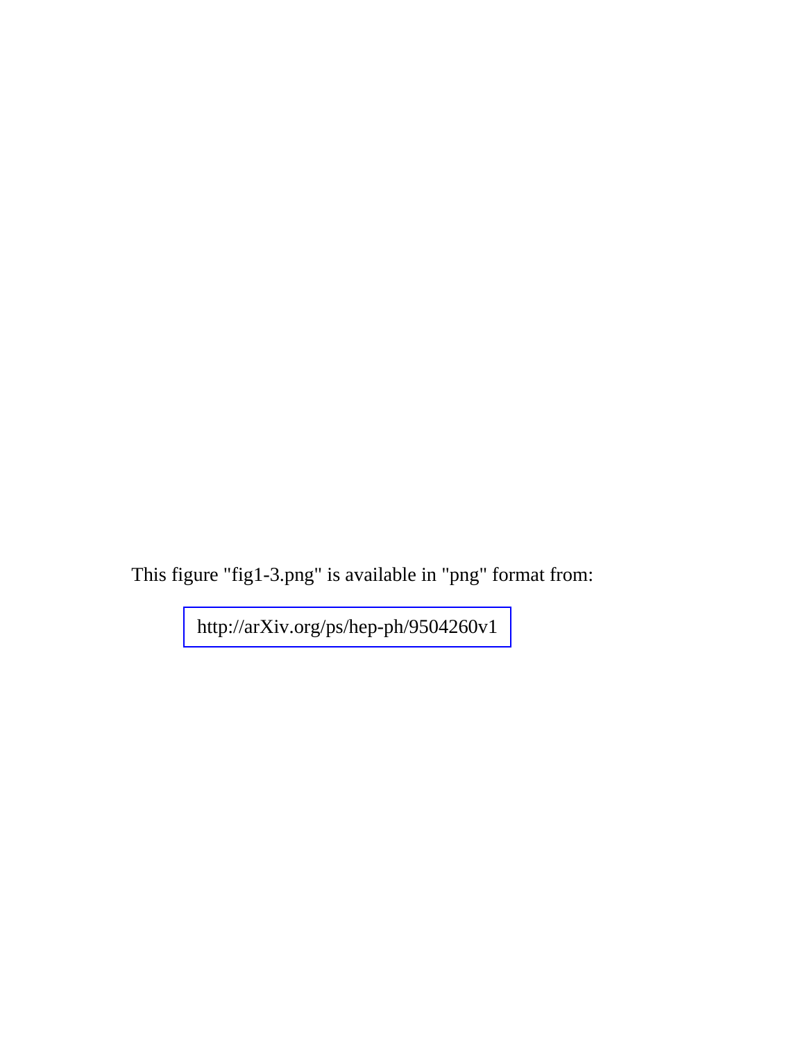This figure "fig1-3.png" is available in "png" format from:

http://arXiv.org/ps/hep-ph/9504260v1